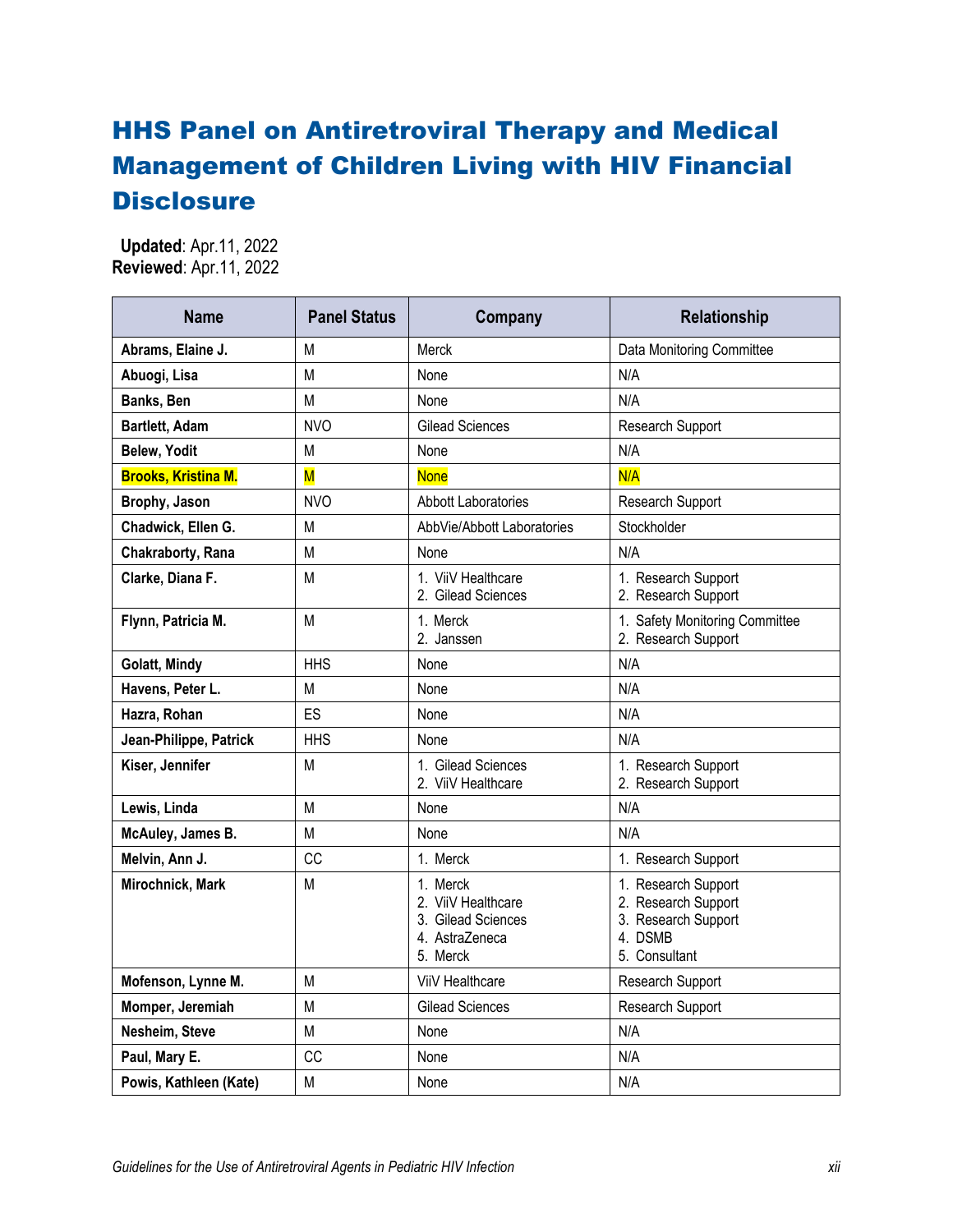# HHS Panel on Antiretroviral Therapy and Medical Management of Children Living with HIV Financial Disclosure

**Updated**: Apr.11, 2022
**Reviewed**: Apr.11, 2022

| Name | Panel Status | Company | Relationship |
|---|---|---|---|
| **Abrams, Elaine J.** | M | Merck | Data Monitoring Committee |
| **Abuogi, Lisa** | M | None | N/A |
| **Banks, Ben** | M | None | N/A |
| **Bartlett, Adam** | NVO | Gilead Sciences | Research Support |
| **Belew, Yodit** | M | None | N/A |
| **Brooks, Kristina M.** | M | None | N/A |
| **Brophy, Jason** | NVO | Abbott Laboratories | Research Support |
| **Chadwick, Ellen G.** | M | AbbVie/Abbott Laboratories | Stockholder |
| **Chakraborty, Rana** | M | None | N/A |
| **Clarke, Diana F.** | M | 1. ViiV Healthcare<br>2. Gilead Sciences | 1. Research Support<br>2. Research Support |
| **Flynn, Patricia M.** | M | 1. Merck<br>2. Janssen | 1. Safety Monitoring Committee<br>2. Research Support |
| **Golatt, Mindy** | HHS | None | N/A |
| **Havens, Peter L.** | M | None | N/A |
| **Hazra, Rohan** | ES | None | N/A |
| **Jean-Philippe, Patrick** | HHS | None | N/A |
| **Kiser, Jennifer** | M | 1. Gilead Sciences<br>2. ViiV Healthcare | 1. Research Support<br>2. Research Support |
| **Lewis, Linda** | M | None | N/A |
| **McAuley, James B.** | M | None | N/A |
| **Melvin, Ann J.** | CC | 1. Merck | 1. Research Support |
| **Mirochnick, Mark** | M | 1. Merck<br>2. ViiV Healthcare<br>3. Gilead Sciences<br>4. AstraZeneca<br>5. Merck | 1. Research Support<br>2. Research Support<br>3. Research Support<br>4. DSMB<br>5. Consultant |
| **Mofenson, Lynne M.** | M | ViiV Healthcare | Research Support |
| **Momper, Jeremiah** | M | Gilead Sciences | Research Support |
| **Nesheim, Steve** | M | None | N/A |
| **Paul, Mary E.** | CC | None | N/A |
| **Powis, Kathleen (Kate)** | M | None | N/A |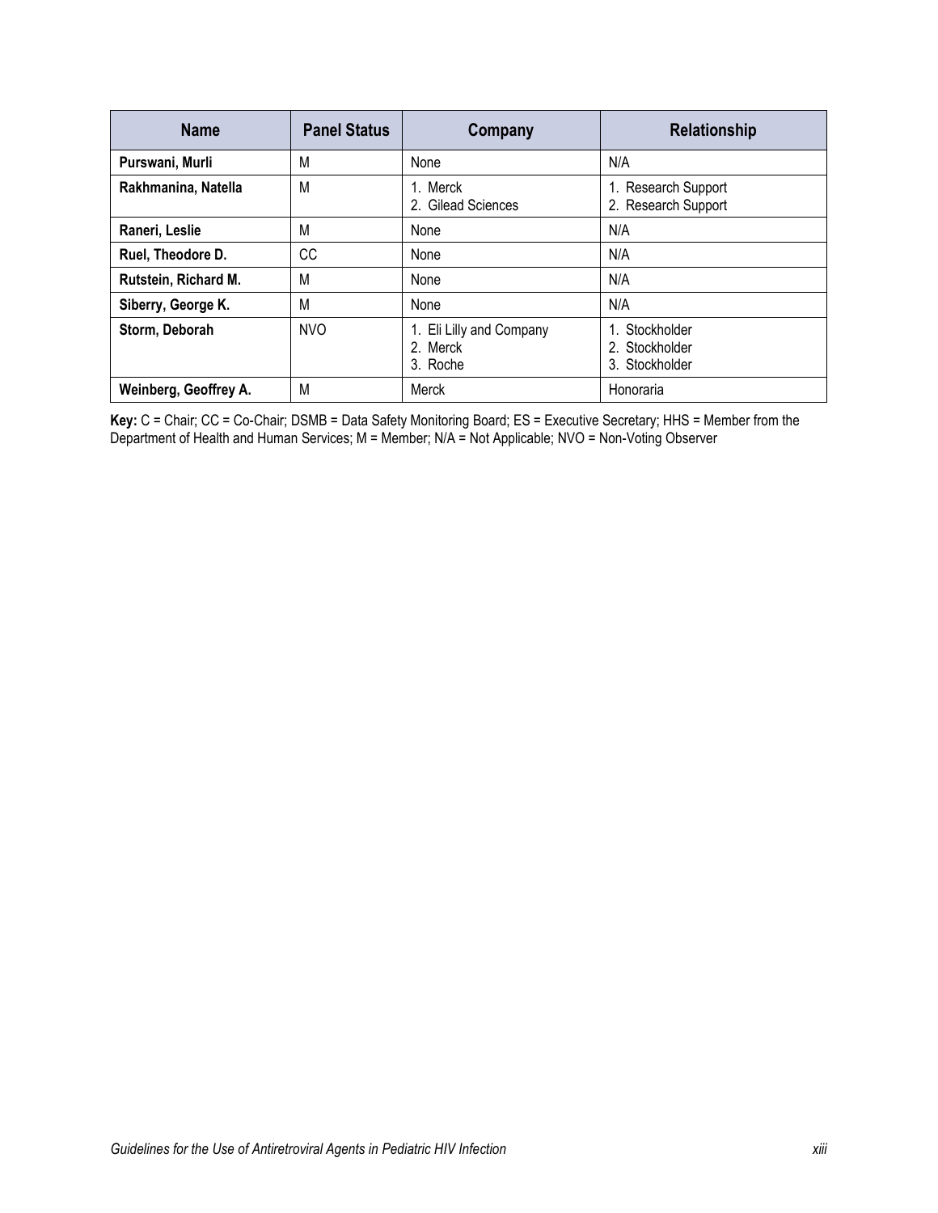| Name | Panel Status | Company | Relationship |
|---|---|---|---|
| **Purswani, Murli** | M | None | N/A |
| **Rakhmanina, Natella** | M | 1. Merck<br>2. Gilead Sciences | 1. Research Support<br>2. Research Support |
| **Raneri, Leslie** | M | None | N/A |
| **Ruel, Theodore D.** | CC | None | N/A |
| **Rutstein, Richard M.** | M | None | N/A |
| **Siberry, George K.** | M | None | N/A |
| **Storm, Deborah** | NVO | 1. Eli Lilly and Company<br>2. Merck<br>3. Roche | 1. Stockholder<br>2. Stockholder<br>3. Stockholder |
| **Weinberg, Geoffrey A.** | M | Merck | Honoraria |

**Key:** C = Chair; CC = Co-Chair; DSMB = Data Safety Monitoring Board; ES = Executive Secretary; HHS = Member from the Department of Health and Human Services; M = Member; N/A = Not Applicable; NVO = Non-Voting Observer